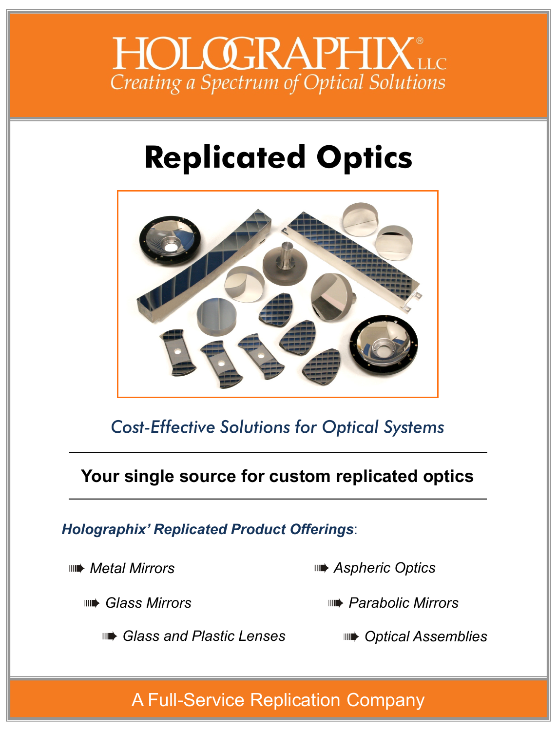# HOLOGRAPHIX® LLC

*Creating a Spectrum of Optical Solutions*

# Replicated Optics

*Cost-Effective Solutions for Optical Systems*

**Your single source for custom replicated optics**

***Holographix' Replicated Product Offerings***:

- *Metal Mirrors*
- *Glass Mirrors*
- *Glass and Plastic Lenses*
- *Aspheric Optics*
- *Parabolic Mirrors*
- *Optical Assemblies*

A Full-Service Replication Company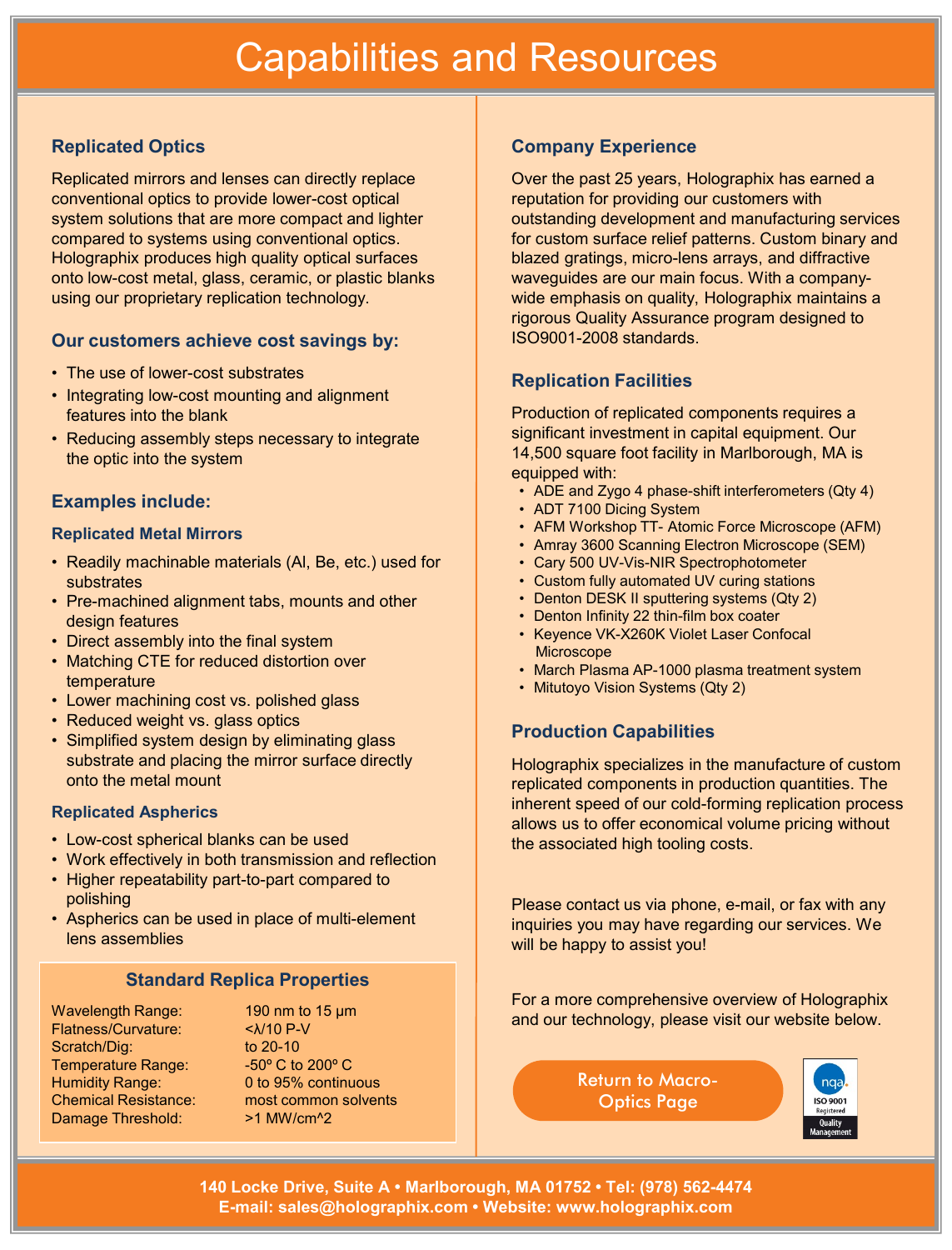# Capabilities and Resources

## Replicated Optics

Replicated mirrors and lenses can directly replace conventional optics to provide lower-cost optical system solutions that are more compact and lighter compared to systems using conventional optics. Holographix produces high quality optical surfaces onto low-cost metal, glass, ceramic, or plastic blanks using our proprietary replication technology.

## Our customers achieve cost savings by:

- The use of lower-cost substrates
- Integrating low-cost mounting and alignment features into the blank
- Reducing assembly steps necessary to integrate the optic into the system

## Examples include:

### Replicated Metal Mirrors

- Readily machinable materials (Al, Be, etc.) used for substrates
- Pre-machined alignment tabs, mounts and other design features
- Direct assembly into the final system
- Matching CTE for reduced distortion over temperature
- Lower machining cost vs. polished glass
- Reduced weight vs. glass optics
- Simplified system design by eliminating glass substrate and placing the mirror surface directly onto the metal mount

### Replicated Aspherics

- Low-cost spherical blanks can be used
- Work effectively in both transmission and reflection
- Higher repeatability part-to-part compared to polishing
- Aspherics can be used in place of multi-element lens assemblies

### Standard Replica Properties

| | |
|---|---|
| Wavelength Range: | 190 nm to 15 µm |
| Flatness/Curvature: | <λ/10 P-V |
| Scratch/Dig: | to 20-10 |
| Temperature Range: | -50º C to 200º C |
| Humidity Range: | 0 to 95% continuous |
| Chemical Resistance: | most common solvents |
| Damage Threshold: | >1 MW/cm^2 |

## Company Experience

Over the past 25 years, Holographix has earned a reputation for providing our customers with outstanding development and manufacturing services for custom surface relief patterns. Custom binary and blazed gratings, micro-lens arrays, and diffractive waveguides are our main focus. With a company-wide emphasis on quality, Holographix maintains a rigorous Quality Assurance program designed to ISO9001-2008 standards.

## Replication Facilities

Production of replicated components requires a significant investment in capital equipment. Our 14,500 square foot facility in Marlborough, MA is equipped with:

- ADE and Zygo 4 phase-shift interferometers (Qty 4)
- ADT 7100 Dicing System
- AFM Workshop TT- Atomic Force Microscope (AFM)
- Amray 3600 Scanning Electron Microscope (SEM)
- Cary 500 UV-Vis-NIR Spectrophotometer
- Custom fully automated UV curing stations
- Denton DESK II sputtering systems (Qty 2)
- Denton Infinity 22 thin-film box coater
- Keyence VK-X260K Violet Laser Confocal Microscope
- March Plasma AP-1000 plasma treatment system
- Mitutoyo Vision Systems (Qty 2)

## Production Capabilities

Holographix specializes in the manufacture of custom replicated components in production quantities. The inherent speed of our cold-forming replication process allows us to offer economical volume pricing without the associated high tooling costs.

Please contact us via phone, e-mail, or fax with any inquiries you may have regarding our services. We will be happy to assist you!

For a more comprehensive overview of Holographix and our technology, please visit our website below.

Return to Macro-Optics Page

nqa. ISO 9001 Registered Quality Management

**140 Locke Drive, Suite A • Marlborough, MA 01752 • Tel: (978) 562-4474**
**E-mail: sales@holographix.com • Website: www.holographix.com**